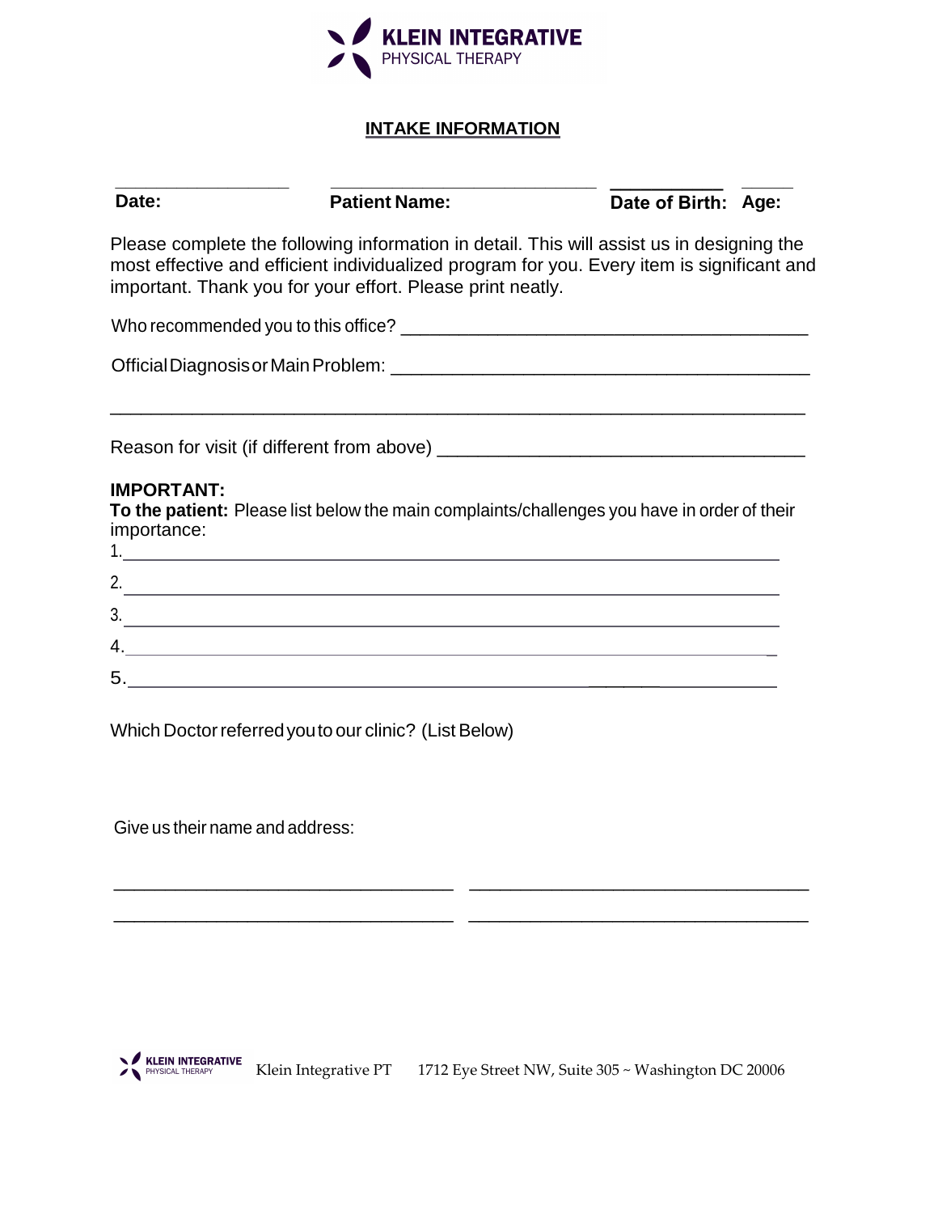KLEIN INTEGRATIVE
PHYSICAL THERAPY

## INTAKE INFORMATION

**Date:** ________________ **Patient Name:** ________________________ **Date of Birth:** __________ **Age:** _____

Please complete the following information in detail. This will assist us in designing the most effective and efficient individualized program for you. Every item is significant and important. Thank you for your effort. Please print neatly.

Who recommended you to this office? ________________________________________

Official Diagnosis or Main Problem: __________________________________________

______________________________________________________________________

Reason for visit (if different from above) ____________________________________

**IMPORTANT:**

**To the patient:** Please list below the main complaints/challenges you have in order of their importance:

1. ____________________________________________________________________
2. ____________________________________________________________________
3. ____________________________________________________________________
4. ____________________________________________________________________
5. ____________________________________________________________________

Which Doctor referred you to our clinic? (List Below)

Give us their name and address:

__________________________________ __________________________________

__________________________________ __________________________________

Klein Integrative PT 1712 Eye Street NW, Suite 305 ~ Washington DC 20006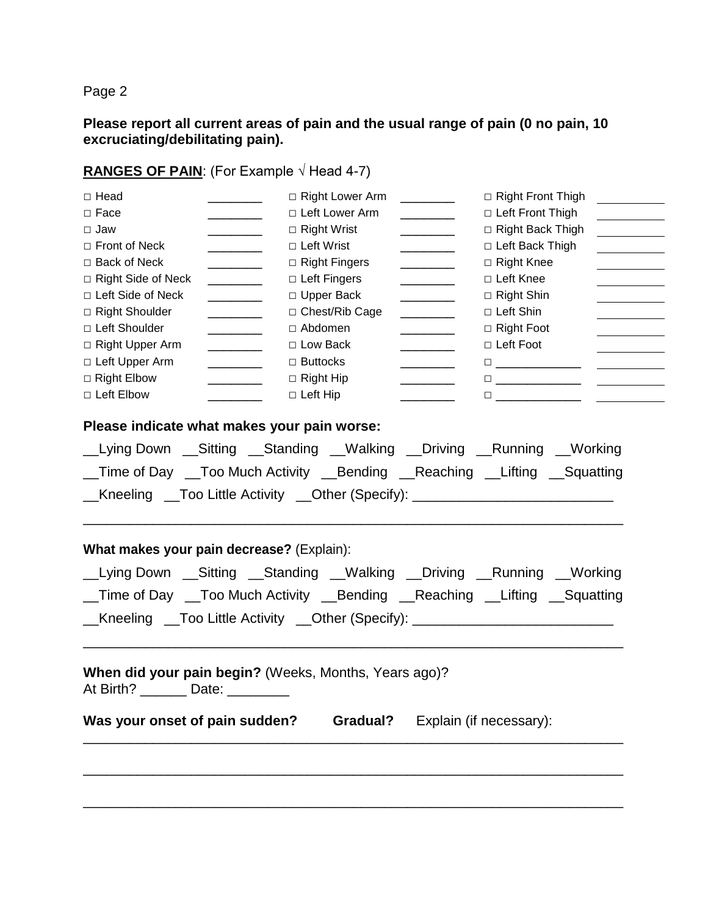**Please report all current areas of pain and the usual range of pain (0 no pain, 10 excruciating/debilitating pain).**

**RANGES OF PAIN**: (For Example √ Head 4-7)

| | | | | | |
|---|---|---|---|---|---|
| □ Head | ________ | □ Right Lower Arm | ________ | □ Right Front Thigh | ________ |
| □ Face | ________ | □ Left Lower Arm | ________ | □ Left Front Thigh | ________ |
| □ Jaw | ________ | □ Right Wrist | ________ | □ Right Back Thigh | ________ |
| □ Front of Neck | ________ | □ Left Wrist | ________ | □ Left Back Thigh | ________ |
| □ Back of Neck | ________ | □ Right Fingers | ________ | □ Right Knee | ________ |
| □ Right Side of Neck | ________ | □ Left Fingers | ________ | □ Left Knee | ________ |
| □ Left Side of Neck | ________ | □ Upper Back | ________ | □ Right Shin | ________ |
| □ Right Shoulder | ________ | □ Chest/Rib Cage | ________ | □ Left Shin | ________ |
| □ Left Shoulder | ________ | □ Abdomen | ________ | □ Right Foot | ________ |
| □ Right Upper Arm | ________ | □ Low Back | ________ | □ Left Foot | ________ |
| □ Left Upper Arm | ________ | □ Buttocks | ________ | □ ____________ | ________ |
| □ Right Elbow | ________ | □ Right Hip | ________ | □ ____________ | ________ |
| □ Left Elbow | ________ | □ Left Hip | ________ | □ ____________ | ________ |

**Please indicate what makes your pain worse:**

__Lying Down __Sitting __Standing __Walking __Driving __Running __Working
__Time of Day __Too Much Activity __Bending __Reaching __Lifting __Squatting
__Kneeling __Too Little Activity __Other (Specify): ________________________

_____________________________________________________________________

**What makes your pain decrease?** (Explain):

__Lying Down __Sitting __Standing __Walking __Driving __Running __Working
__Time of Day __Too Much Activity __Bending __Reaching __Lifting __Squatting
__Kneeling __Too Little Activity __Other (Specify): ________________________

_____________________________________________________________________

**When did your pain begin?** (Weeks, Months, Years ago)?
At Birth? ______ Date: ________

**Was your onset of pain sudden?** **Gradual?** Explain (if necessary):

_____________________________________________________________________

_____________________________________________________________________

_____________________________________________________________________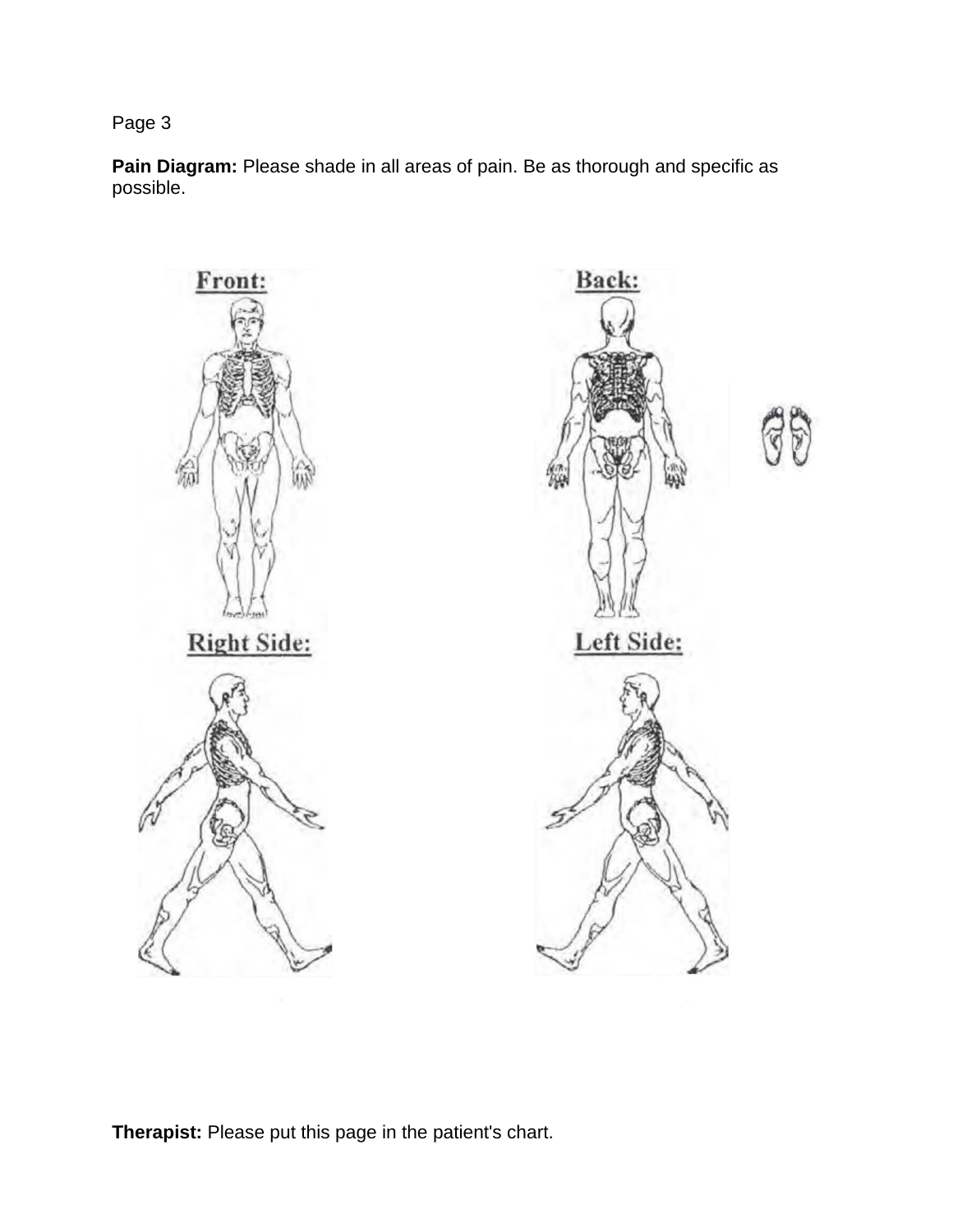Page 3

**Pain Diagram:** Please shade in all areas of pain. Be as thorough and specific as possible.

Front:

Back:

Right Side:

Left Side:

**Therapist:** Please put this page in the patient's chart.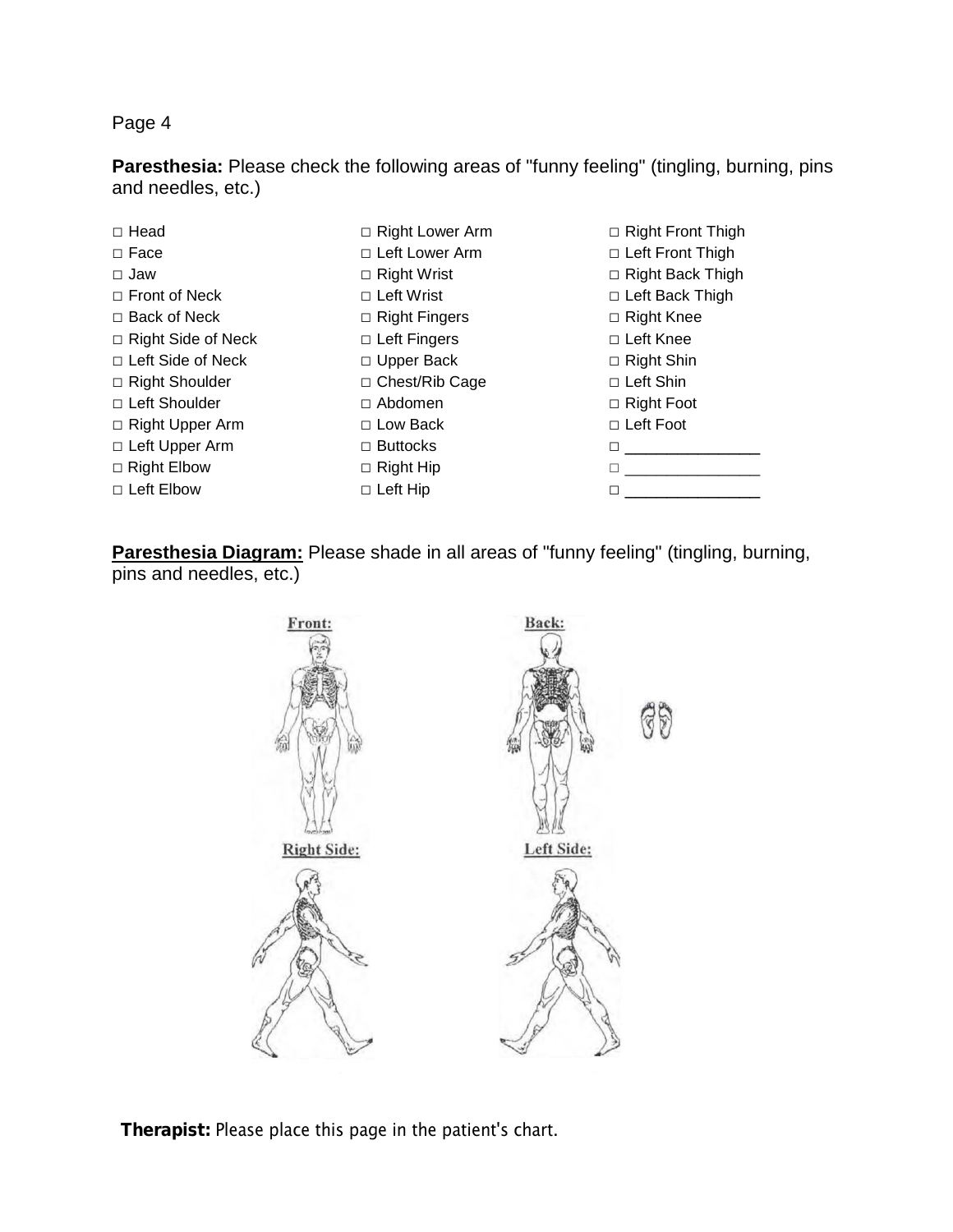**Paresthesia:** Please check the following areas of "funny feeling" (tingling, burning, pins and needles, etc.)

- □ Head
- □ Face
- □ Jaw
- □ Front of Neck
- □ Back of Neck
- □ Right Side of Neck
- □ Left Side of Neck
- □ Right Shoulder
- □ Left Shoulder
- □ Right Upper Arm
- □ Left Upper Arm
- □ Right Elbow
- □ Left Elbow
- □ Right Lower Arm
- □ Left Lower Arm
- □ Right Wrist
- □ Left Wrist
- □ Right Fingers
- □ Left Fingers
- □ Upper Back
- □ Chest/Rib Cage
- □ Abdomen
- □ Low Back
- □ Buttocks
- □ Right Hip
- □ Left Hip
- □ Right Front Thigh
- □ Left Front Thigh
- □ Right Back Thigh
- □ Left Back Thigh
- □ Right Knee
- □ Left Knee
- □ Right Shin
- □ Left Shin
- □ Right Foot
- □ Left Foot
- □ _______________
- □ _______________
- □ _______________

**Paresthesia Diagram:** Please shade in all areas of "funny feeling" (tingling, burning, pins and needles, etc.)

Front:

Back:

Right Side:

Left Side:

**Therapist:** Please place this page in the patient's chart.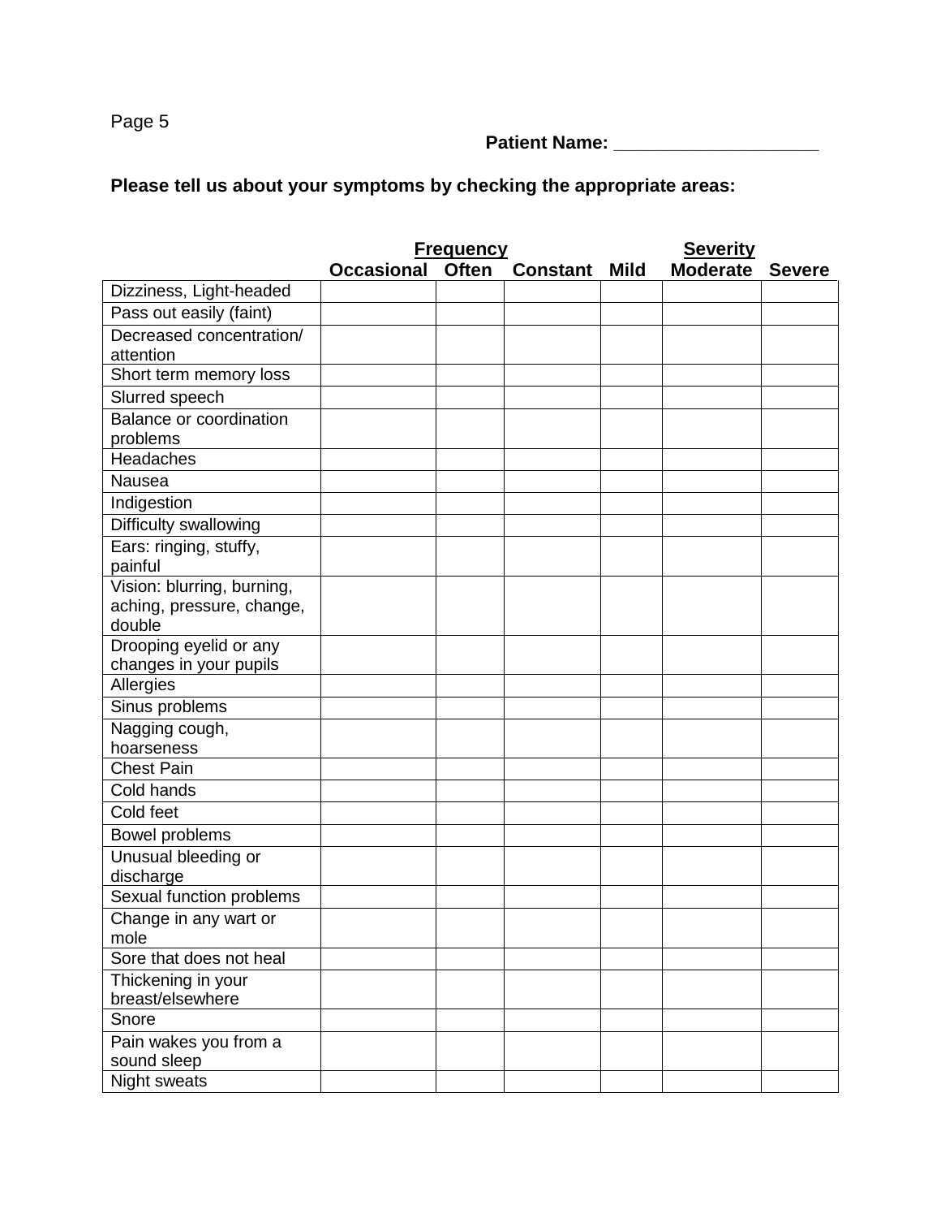Patient Name: ____________________

**Please tell us about your symptoms by checking the appropriate areas:**

| | Frequency | | | Severity | | |
|---|---|---|---|---|---|---|
| | **Occasional** | **Often** | **Constant** | **Mild** | **Moderate** | **Severe** |
| Dizziness, Light-headed | | | | | | |
| Pass out easily (faint) | | | | | | |
| Decreased concentration/ attention | | | | | | |
| Short term memory loss | | | | | | |
| Slurred speech | | | | | | |
| Balance or coordination problems | | | | | | |
| Headaches | | | | | | |
| Nausea | | | | | | |
| Indigestion | | | | | | |
| Difficulty swallowing | | | | | | |
| Ears: ringing, stuffy, painful | | | | | | |
| Vision: blurring, burning, aching, pressure, change, double | | | | | | |
| Drooping eyelid or any changes in your pupils | | | | | | |
| Allergies | | | | | | |
| Sinus problems | | | | | | |
| Nagging cough, hoarseness | | | | | | |
| Chest Pain | | | | | | |
| Cold hands | | | | | | |
| Cold feet | | | | | | |
| Bowel problems | | | | | | |
| Unusual bleeding or discharge | | | | | | |
| Sexual function problems | | | | | | |
| Change in any wart or mole | | | | | | |
| Sore that does not heal | | | | | | |
| Thickening in your breast/elsewhere | | | | | | |
| Snore | | | | | | |
| Pain wakes you from a sound sleep | | | | | | |
| Night sweats | | | | | | |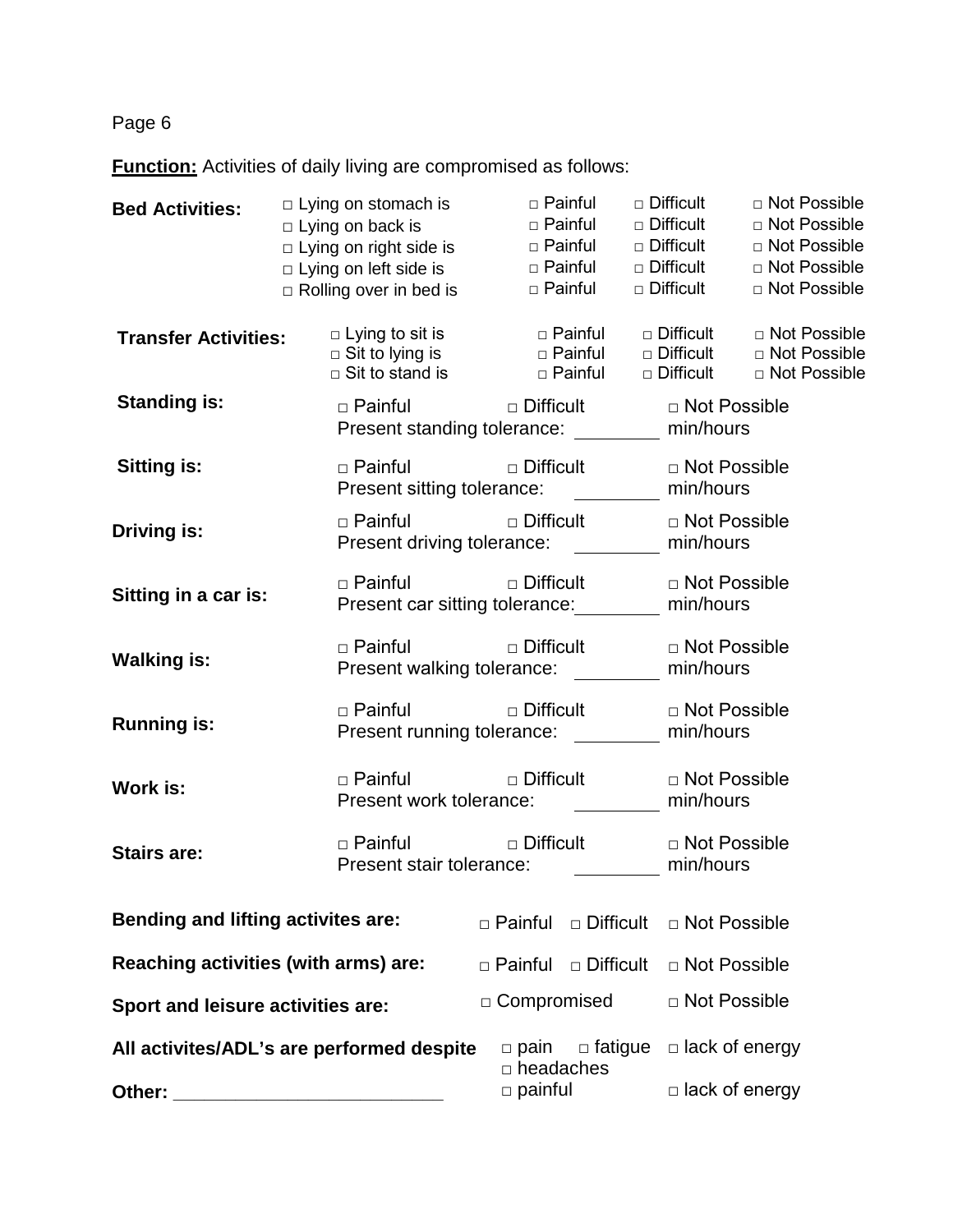**Function:** Activities of daily living are compromised as follows:

| | | | | |
|---|---|---|---|---|
| **Bed Activities:** | □ Lying on stomach is | □ Painful | □ Difficult | □ Not Possible |
| | □ Lying on back is | □ Painful | □ Difficult | □ Not Possible |
| | □ Lying on right side is | □ Painful | □ Difficult | □ Not Possible |
| | □ Lying on left side is | □ Painful | □ Difficult | □ Not Possible |
| | □ Rolling over in bed is | □ Painful | □ Difficult | □ Not Possible |
| **Transfer Activities:** | □ Lying to sit is | □ Painful | □ Difficult | □ Not Possible |
| | □ Sit to lying is | □ Painful | □ Difficult | □ Not Possible |
| | □ Sit to stand is | □ Painful | □ Difficult | □ Not Possible |

**Standing is:** □ Painful □ Difficult □ Not Possible
Present standing tolerance: _________ min/hours

**Sitting is:** □ Painful □ Difficult □ Not Possible
Present sitting tolerance: _________ min/hours

**Driving is:** □ Painful □ Difficult □ Not Possible
Present driving tolerance: _________ min/hours

**Sitting in a car is:** □ Painful □ Difficult □ Not Possible
Present car sitting tolerance: _________ min/hours

**Walking is:** □ Painful □ Difficult □ Not Possible
Present walking tolerance: _________ min/hours

**Running is:** □ Painful □ Difficult □ Not Possible
Present running tolerance: _________ min/hours

**Work is:** □ Painful □ Difficult □ Not Possible
Present work tolerance: _________ min/hours

**Stairs are:** □ Painful □ Difficult □ Not Possible
Present stair tolerance: _________ min/hours

**Bending and lifting activites are:** □ Painful □ Difficult □ Not Possible

**Reaching activities (with arms) are:** □ Painful □ Difficult □ Not Possible

**Sport and leisure activities are:** □ Compromised □ Not Possible

**All activites/ADL's are performed despite** □ pain □ fatigue □ lack of energy □ headaches

**Other:** _________________________ □ painful □ lack of energy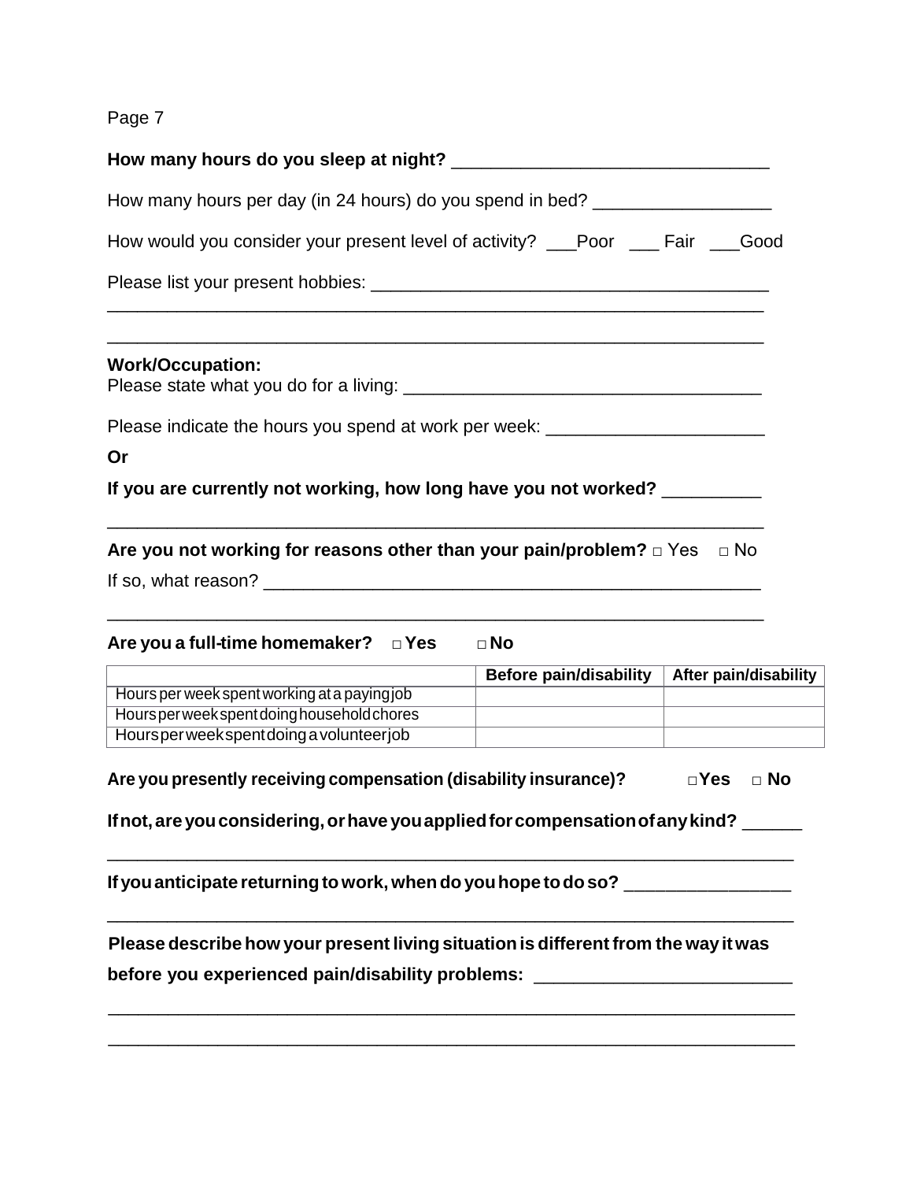**How many hours do you sleep at night?** _______________________________

How many hours per day (in 24 hours) do you spend in bed? _________________

How would you consider your present level of activity? ___Poor ___ Fair ___Good

Please list your present hobbies: ________________________________________

____________________________________________________________________

____________________________________________________________________

**Work/Occupation:**
Please state what you do for a living: ___________________________________

Please indicate the hours you spend at work per week: _____________________

**Or**

**If you are currently not working, how long have you not worked?** __________

____________________________________________________________________

**Are you not working for reasons other than your pain/problem?** □ Yes □ No

If so, what reason? _________________________________________________

____________________________________________________________________

**Are you a full-time homemaker? □ Yes □ No**

| | Before pain/disability | After pain/disability |
|---|---|---|
| Hours per week spent working at a paying job | | |
| Hours per week spent doing household chores | | |
| Hours per week spent doing a volunteer job | | |

**Are you presently receiving compensation (disability insurance)? □Yes □ No**

**If not, are you considering, or have you applied for compensation of any kind?** ______

____________________________________________________________________

**If you anticipate returning to work, when do you hope to do so?** ________________

____________________________________________________________________

**Please describe how your present living situation is different from the way it was before you experienced pain/disability problems:** _________________________

____________________________________________________________________

____________________________________________________________________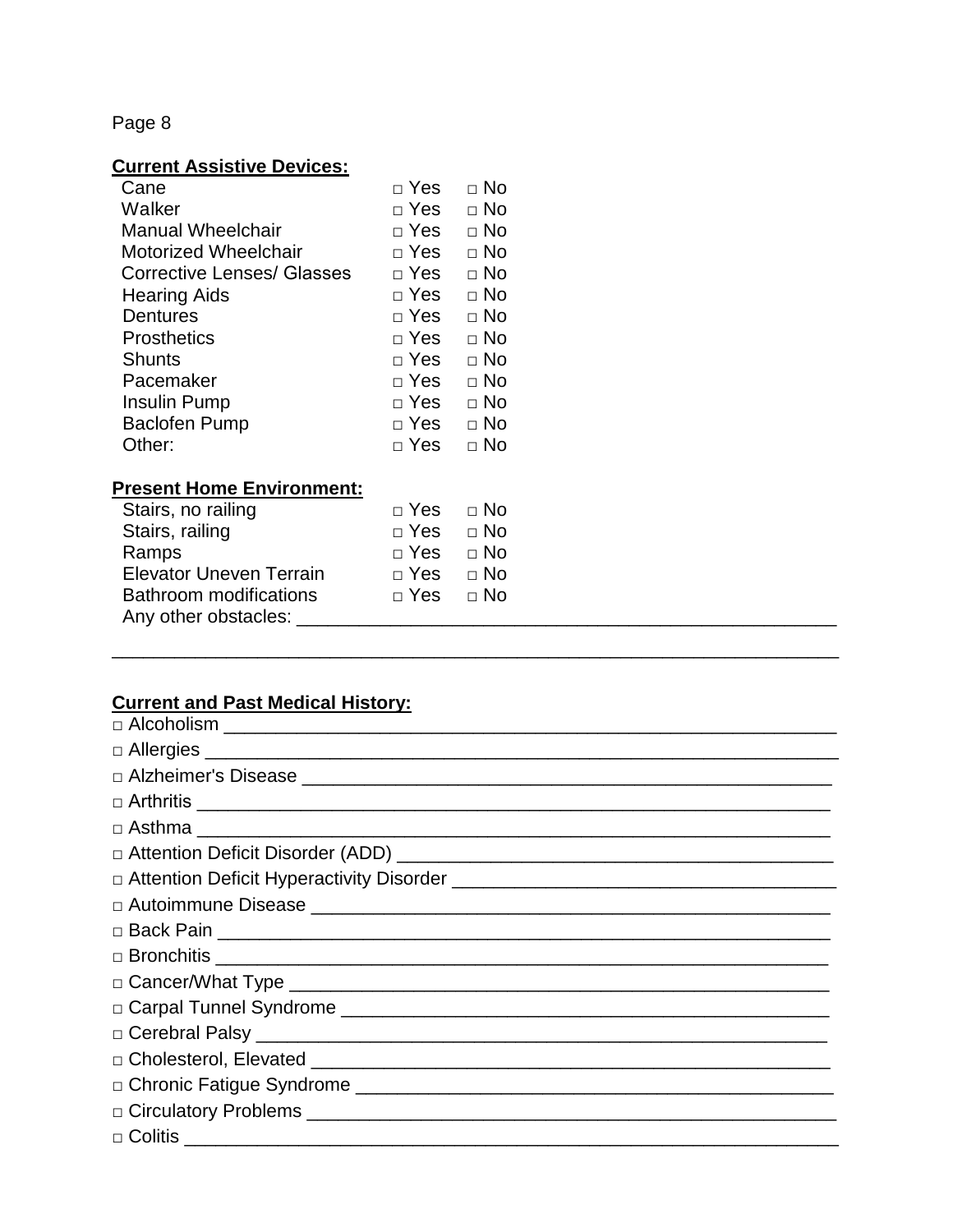**Current Assistive Devices:**

| | | |
|---|---|---|
| Cane | □ Yes | □ No |
| Walker | □ Yes | □ No |
| Manual Wheelchair | □ Yes | □ No |
| Motorized Wheelchair | □ Yes | □ No |
| Corrective Lenses/ Glasses | □ Yes | □ No |
| Hearing Aids | □ Yes | □ No |
| Dentures | □ Yes | □ No |
| Prosthetics | □ Yes | □ No |
| Shunts | □ Yes | □ No |
| Pacemaker | □ Yes | □ No |
| Insulin Pump | □ Yes | □ No |
| Baclofen Pump | □ Yes | □ No |
| Other: | □ Yes | □ No |

**Present Home Environment:**

| | | |
|---|---|---|
| Stairs, no railing | □ Yes | □ No |
| Stairs, railing | □ Yes | □ No |
| Ramps | □ Yes | □ No |
| Elevator Uneven Terrain | □ Yes | □ No |
| Bathroom modifications | □ Yes | □ No |

Any other obstacles: ____________________________________________________

______________________________________________________________________

**Current and Past Medical History:**

□ Alcoholism ____________________________________________________________
□ Allergies ______________________________________________________________
□ Alzheimer's Disease ____________________________________________________
□ Arthritis _______________________________________________________________
□ Asthma ________________________________________________________________
□ Attention Deficit Disorder (ADD) _________________________________________
□ Attention Deficit Hyperactivity Disorder ___________________________________
□ Autoimmune Disease ____________________________________________________
□ Back Pain ______________________________________________________________
□ Bronchitis ______________________________________________________________
□ Cancer/What Type ______________________________________________________
□ Carpal Tunnel Syndrome _________________________________________________
□ Cerebral Palsy _________________________________________________________
□ Cholesterol, Elevated ____________________________________________________
□ Chronic Fatigue Syndrome ________________________________________________
□ Circulatory Problems _____________________________________________________
□ Colitis __________________________________________________________________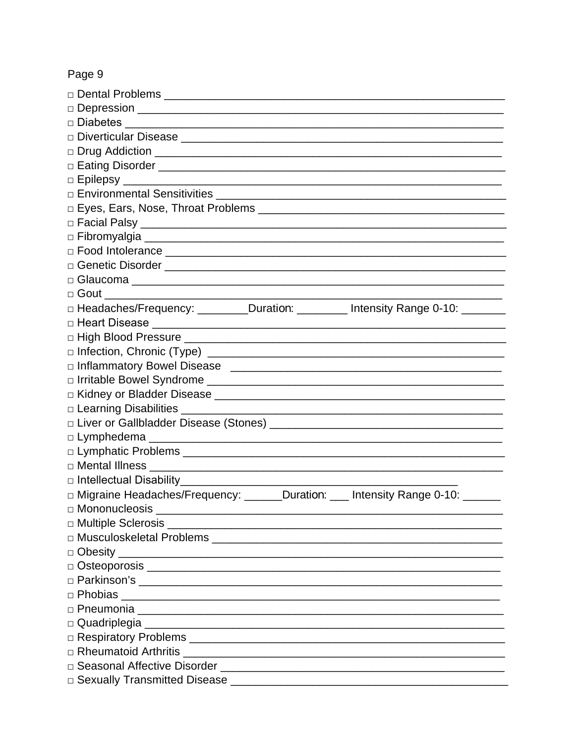□ Dental Problems ______________________________________________________
□ Depression __________________________________________________________
□ Diabetes ____________________________________________________________
□ Diverticular Disease ___________________________________________________
□ Drug Addiction _______________________________________________________
□ Eating Disorder ______________________________________________________
□ Epilepsy ____________________________________________________________
□ Environmental Sensitivities _____________________________________________
□ Eyes, Ears, Nose, Throat Problems _______________________________________
□ Facial Palsy _________________________________________________________
□ Fibromyalgia _________________________________________________________
□ Food Intolerance ______________________________________________________
□ Genetic Disorder ______________________________________________________
□ Glaucoma ___________________________________________________________
□ Gout ______________________________________________________________
□ Headaches/Frequency: ________Duration: ________ Intensity Range 0-10: _______
□ Heart Disease ________________________________________________________
□ High Blood Pressure ___________________________________________________
□ Infection, Chronic (Type) _______________________________________________
□ Inflammatory Bowel Disease ____________________________________________
□ Irritable Bowel Syndrome _______________________________________________
□ Kidney or Bladder Disease _______________________________________________
□ Learning Disabilities ____________________________________________________
□ Liver or Gallbladder Disease (Stones) ______________________________________
□ Lymphedema _________________________________________________________
□ Lymphatic Problems ____________________________________________________
□ Mental Illness ________________________________________________________
□ Intellectual Disability____________________________________________
□ Migraine Headaches/Frequency: ______Duration: ___ Intensity Range 0-10: ______
□ Mononucleosis ________________________________________________________
□ Multiple Sclerosis ______________________________________________________
□ Musculoskeletal Problems ________________________________________________
□ Obesity _____________________________________________________________
□ Osteoporosis _________________________________________________________
□ Parkinson's __________________________________________________________
□ Phobias _____________________________________________________________
□ Pneumonia ___________________________________________________________
□ Quadriplegia _________________________________________________________
□ Respiratory Problems ___________________________________________________
□ Rheumatoid Arthritis ___________________________________________________
□ Seasonal Affective Disorder ______________________________________________
□ Sexually Transmitted Disease _____________________________________________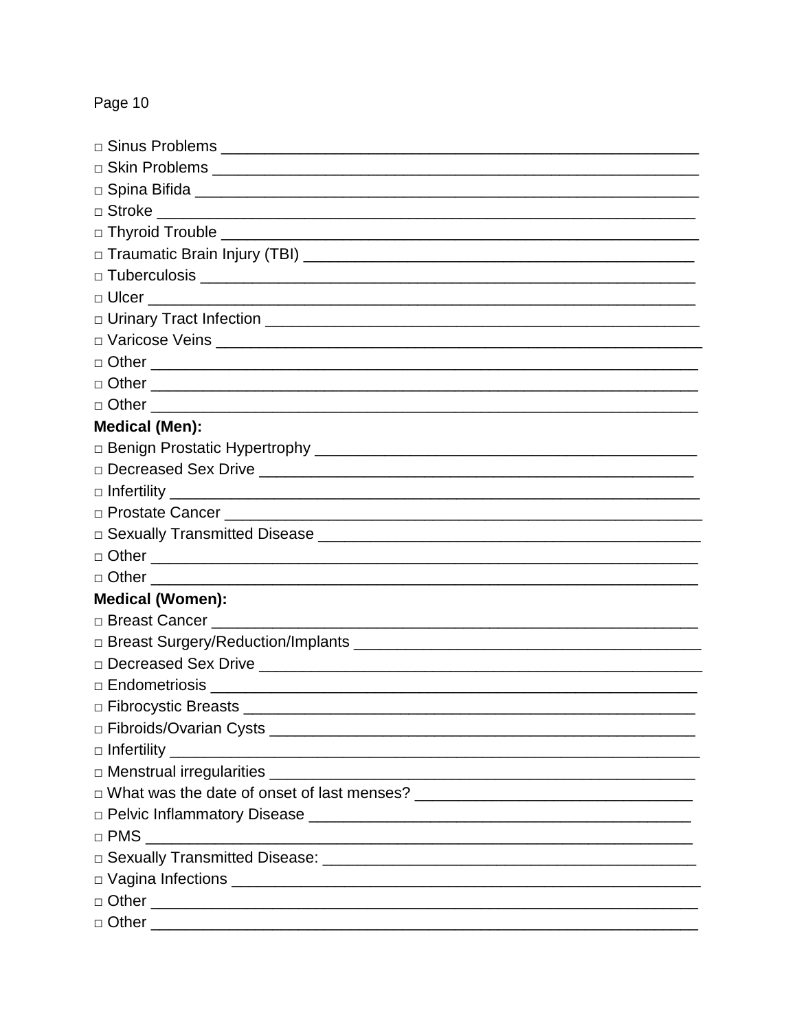□ Sinus Problems ____________________________________________________________
□ Skin Problems _____________________________________________________________
□ Spina Bifida ______________________________________________________________
□ Stroke ___________________________________________________________________
□ Thyroid Trouble ___________________________________________________________
□ Traumatic Brain Injury (TBI) ________________________________________________
□ Tuberculosis ______________________________________________________________
□ Ulcer ____________________________________________________________________
□ Urinary Tract Infection _____________________________________________________
□ Varicose Veins ____________________________________________________________
□ Other ___________________________________________________________________
□ Other ___________________________________________________________________
□ Other ___________________________________________________________________

**Medical (Men):**

□ Benign Prostatic Hypertrophy _________________________________________________
□ Decreased Sex Drive ______________________________________________________
□ Infertility _________________________________________________________________
□ Prostate Cancer ___________________________________________________________
□ Sexually Transmitted Disease _________________________________________________
□ Other ___________________________________________________________________
□ Other ___________________________________________________________________

**Medical (Women):**

□ Breast Cancer _____________________________________________________________
□ Breast Surgery/Reduction/Implants ____________________________________________
□ Decreased Sex Drive ______________________________________________________
□ Endometriosis _____________________________________________________________
□ Fibrocystic Breasts _________________________________________________________
□ Fibroids/Ovarian Cysts _____________________________________________________
□ Infertility _________________________________________________________________
□ Menstrual irregularities _____________________________________________________
□ What was the date of onset of last menses? ________________________________
□ Pelvic Inflammatory Disease ________________________________________________
□ PMS ____________________________________________________________________
□ Sexually Transmitted Disease: ________________________________________________
□ Vagina Infections ___________________________________________________________
□ Other ___________________________________________________________________
□ Other ___________________________________________________________________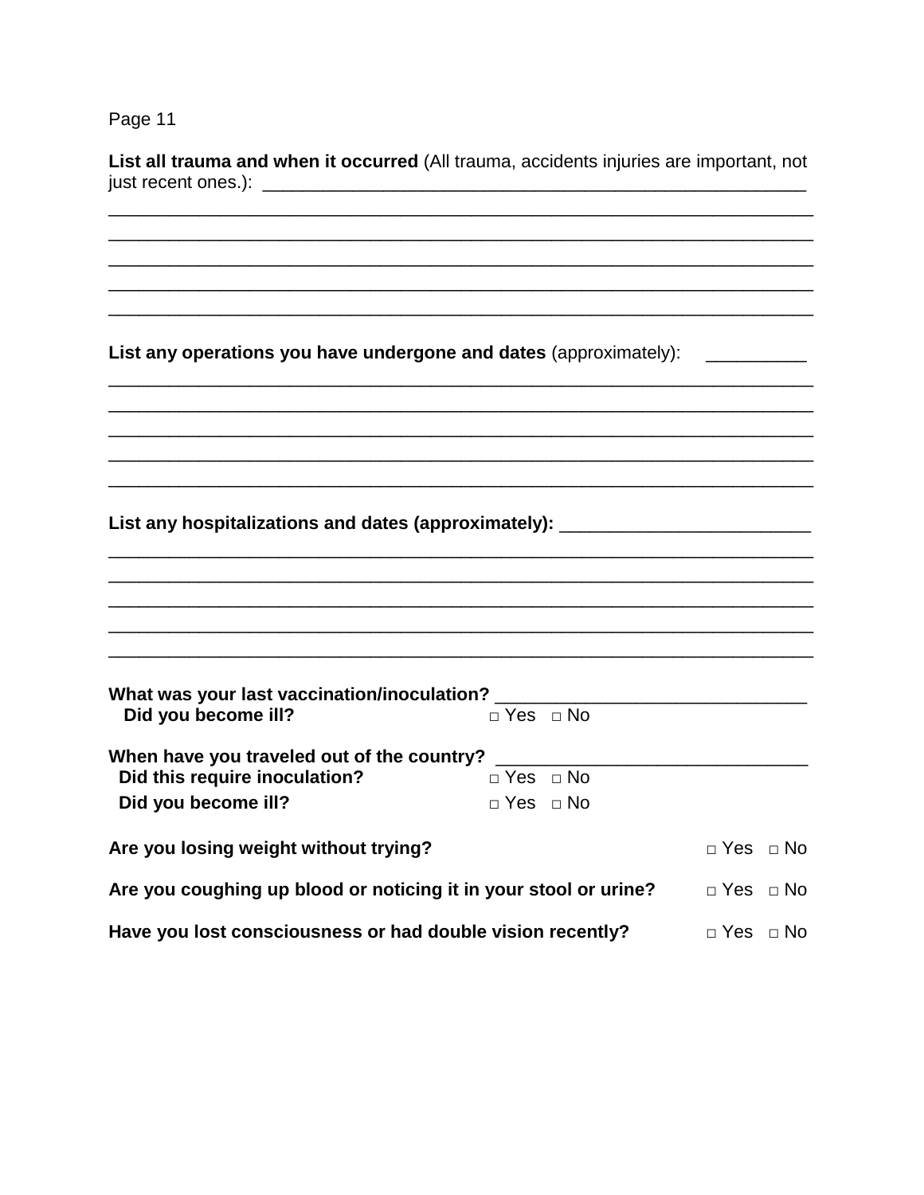**List all trauma and when it occurred** (All trauma, accidents injuries are important, not just recent ones.): ________________________________________________________

______________________________________________________________________

______________________________________________________________________

______________________________________________________________________

______________________________________________________________________

______________________________________________________________________

**List any operations you have undergone and dates** (approximately): __________

______________________________________________________________________

______________________________________________________________________

______________________________________________________________________

______________________________________________________________________

______________________________________________________________________

**List any hospitalizations and dates (approximately):** ________________________

______________________________________________________________________

______________________________________________________________________

______________________________________________________________________

______________________________________________________________________

______________________________________________________________________

**What was your last vaccination/inoculation?** ______________________________

**Did you become ill?** □ Yes □ No

**When have you traveled out of the country?** ______________________________

**Did this require inoculation?** □ Yes □ No

**Did you become ill?** □ Yes □ No

**Are you losing weight without trying?** □ Yes □ No

**Are you coughing up blood or noticing it in your stool or urine?** □ Yes □ No

**Have you lost consciousness or had double vision recently?** □ Yes □ No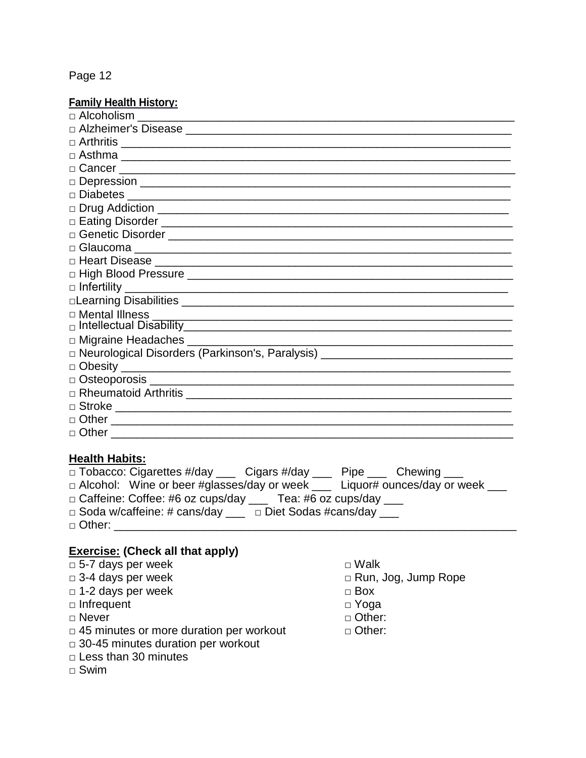**Family Health History:**

□ Alcoholism ____________________________________________________________
□ Alzheimer's Disease ______________________________________________________
□ Arthritis _____________________________________________________________
□ Asthma ______________________________________________________________
□ Cancer ______________________________________________________________
□ Depression ___________________________________________________________
□ Diabetes _____________________________________________________________
□ Drug Addiction ________________________________________________________
□ Eating Disorder _______________________________________________________
□ Genetic Disorder ______________________________________________________
□ Glaucoma ____________________________________________________________
□ Heart Disease ________________________________________________________
□ High Blood Pressure ____________________________________________________
□ Infertility ____________________________________________________________
□Learning Disabilities ____________________________________________________
□ Mental Illness _________________________________________________________
□ Intellectual Disability____________________________________________________
□ Migraine Headaches ____________________________________________________
□ Neurological Disorders (Parkinson's, Paralysis) ______________________________
□ Obesity ______________________________________________________________
□ Osteoporosis __________________________________________________________
□ Rheumatoid Arthritis ____________________________________________________
□ Stroke _______________________________________________________________
□ Other ________________________________________________________________
□ Other ________________________________________________________________

**Health Habits:**

□ Tobacco: Cigarettes #/day ___ Cigars #/day ___ Pipe ___ Chewing ___
□ Alcohol: Wine or beer #glasses/day or week ___ Liquor# ounces/day or week ___
□ Caffeine: Coffee: #6 oz cups/day ___ Tea: #6 oz cups/day ___
□ Soda w/caffeine: # cans/day ___ □ Diet Sodas #cans/day ___
□ Other: ___________________________________________________________________

**Exercise:** **(Check all that apply)**

□ 5-7 days per week
□ 3-4 days per week
□ 1-2 days per week
□ Infrequent
□ Never
□ 45 minutes or more duration per workout
□ 30-45 minutes duration per workout
□ Less than 30 minutes
□ Swim
□ Walk
□ Run, Jog, Jump Rope
□ Box
□ Yoga
□ Other:
□ Other: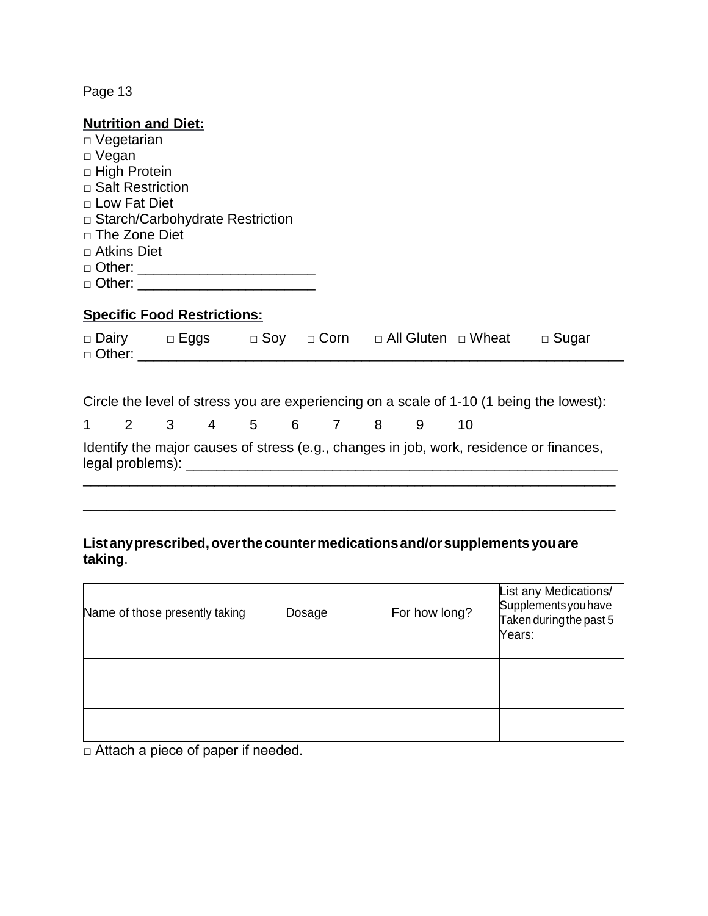**Nutrition and Diet:**

□ Vegetarian
□ Vegan
□ High Protein
□ Salt Restriction
□ Low Fat Diet
□ Starch/Carbohydrate Restriction
□ The Zone Diet
□ Atkins Diet
□ Other: ______________________
□ Other: ______________________

**Specific Food Restrictions:**

□ Dairy □ Eggs □ Soy □ Corn □ All Gluten □ Wheat □ Sugar
□ Other: ____________________________________________________________

Circle the level of stress you are experiencing on a scale of 1-10 (1 being the lowest):

1 2 3 4 5 6 7 8 9 10

Identify the major causes of stress (e.g., changes in job, work, residence or finances, legal problems): ____________________________________________________________
__________________________________________________________________
__________________________________________________________________

**List any prescribed, over the counter medications and/or supplements you are taking**.

| Name of those presently taking | Dosage | For how long? | List any Medications/ Supplements you have Taken during the past 5 Years: |
|---|---|---|---|
| | | | |
| | | | |
| | | | |
| | | | |
| | | | |
| | | | |

□ Attach a piece of paper if needed.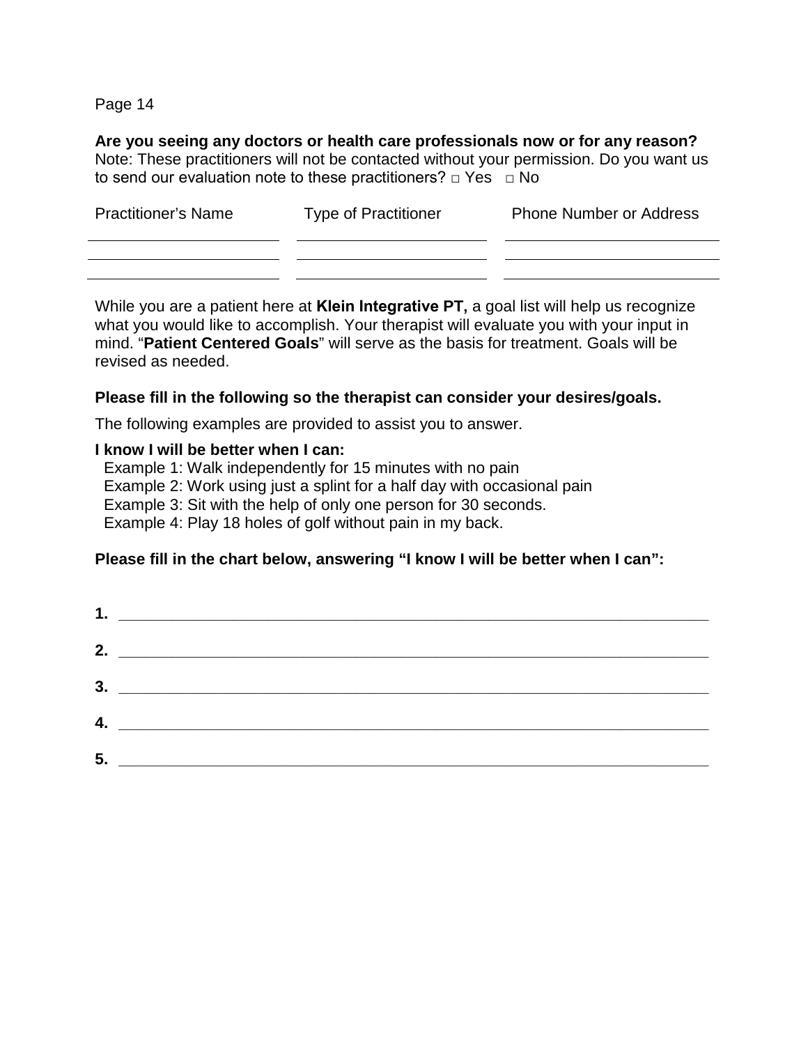**Are you seeing any doctors or health care professionals now or for any reason?**
Note: These practitioners will not be contacted without your permission. Do you want us to send our evaluation note to these practitioners? □ Yes □ No

| Practitioner's Name | Type of Practitioner | Phone Number or Address |
| --- | --- | --- |
| | | |
| | | |
| | | |

While you are a patient here at **Klein Integrative PT,** a goal list will help us recognize what you would like to accomplish. Your therapist will evaluate you with your input in mind. "**Patient Centered Goals**" will serve as the basis for treatment. Goals will be revised as needed.

**Please fill in the following so the therapist can consider your desires/goals.**

The following examples are provided to assist you to answer.

**I know I will be better when I can:**

Example 1: Walk independently for 15 minutes with no pain
Example 2: Work using just a splint for a half day with occasional pain
Example 3: Sit with the help of only one person for 30 seconds.
Example 4: Play 18 holes of golf without pain in my back.

**Please fill in the chart below, answering "I know I will be better when I can":**

**1.** ______________________________________________________________________

**2.** ______________________________________________________________________

**3.** ______________________________________________________________________

**4.** ______________________________________________________________________

**5.** ______________________________________________________________________